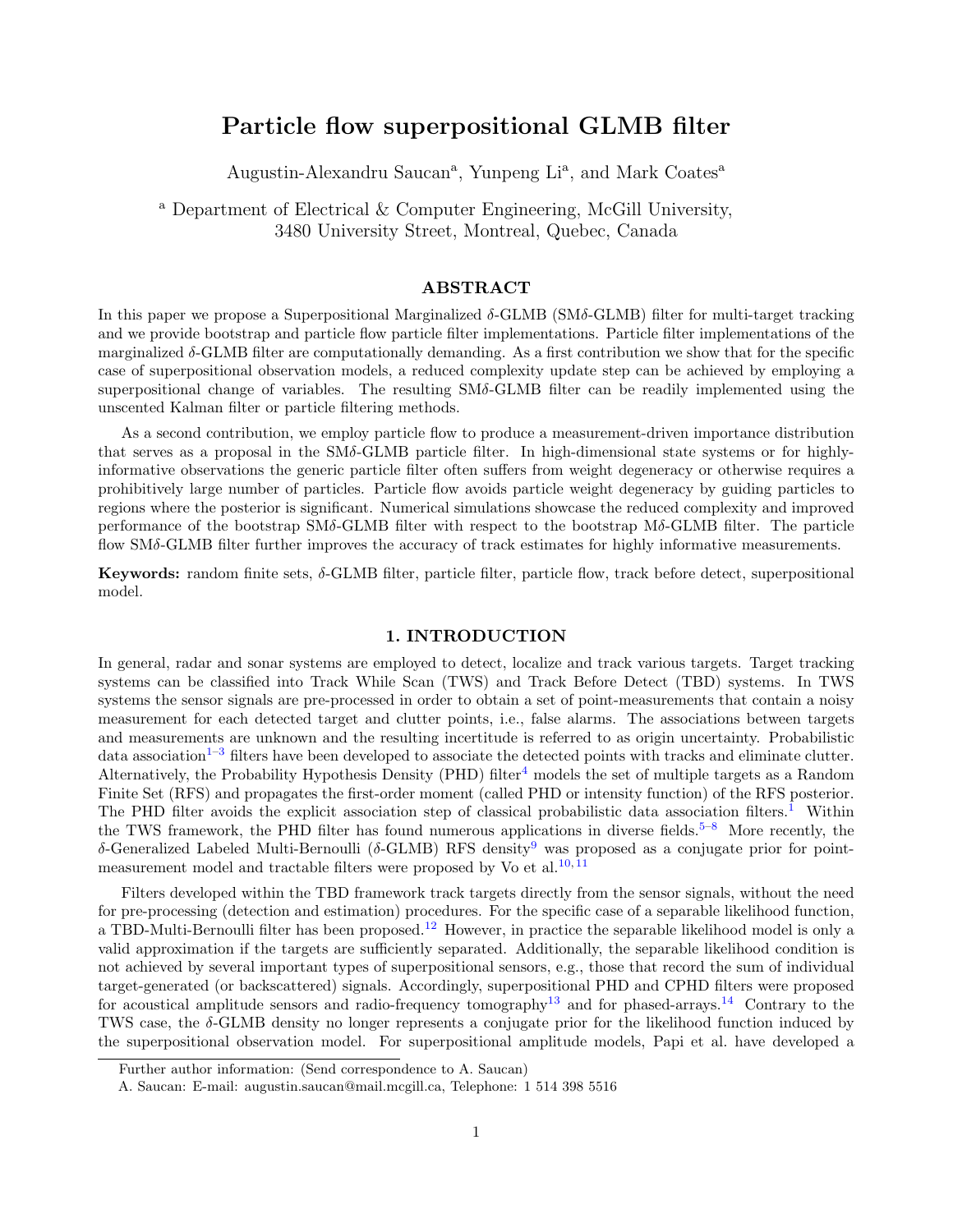# Particle flow superpositional GLMB filter

Augustin-Alexandru Saucan[a], Yunpeng Li[a], and Mark Coates[a]

[a] Department of Electrical & Computer Engineering, McGill University, 3480 University Street, Montreal, Quebec, Canada

## ABSTRACT

In this paper we propose a Superpositional Marginalized $\delta$-GLMB (SM$\delta$-GLMB) filter for multi-target tracking and we provide bootstrap and particle flow particle filter implementations. Particle filter implementations of the marginalized $\delta$-GLMB filter are computationally demanding. As a first contribution we show that for the specific case of superpositional observation models, a reduced complexity update step can be achieved by employing a superpositional change of variables. The resulting SM$\delta$-GLMB filter can be readily implemented using the unscented Kalman filter or particle filtering methods.

As a second contribution, we employ particle flow to produce a measurement-driven importance distribution that serves as a proposal in the SM$\delta$-GLMB particle filter. In high-dimensional state systems or for highly-informative observations the generic particle filter often suffers from weight degeneracy or otherwise requires a prohibitively large number of particles. Particle flow avoids particle weight degeneracy by guiding particles to regions where the posterior is significant. Numerical simulations showcase the reduced complexity and improved performance of the bootstrap SM$\delta$-GLMB filter with respect to the bootstrap M$\delta$-GLMB filter. The particle flow SM$\delta$-GLMB filter further improves the accuracy of track estimates for highly informative measurements.

**Keywords:** random finite sets, $\delta$-GLMB filter, particle filter, particle flow, track before detect, superpositional model.

## 1. INTRODUCTION

In general, radar and sonar systems are employed to detect, localize and track various targets. Target tracking systems can be classified into Track While Scan (TWS) and Track Before Detect (TBD) systems. In TWS systems the sensor signals are pre-processed in order to obtain a set of point-measurements that contain a noisy measurement for each detected target and clutter points, i.e., false alarms. The associations between targets and measurements are unknown and the resulting incertitude is referred to as origin uncertainty. Probabilistic data association[1–3] filters have been developed to associate the detected points with tracks and eliminate clutter. Alternatively, the Probability Hypothesis Density (PHD) filter[4] models the set of multiple targets as a Random Finite Set (RFS) and propagates the first-order moment (called PHD or intensity function) of the RFS posterior. The PHD filter avoids the explicit association step of classical probabilistic data association filters.[1] Within the TWS framework, the PHD filter has found numerous applications in diverse fields.[5–8] More recently, the $\delta$-Generalized Labeled Multi-Bernoulli ($\delta$-GLMB) RFS density[9] was proposed as a conjugate prior for point-measurement model and tractable filters were proposed by Vo et al.[10,11]

Filters developed within the TBD framework track targets directly from the sensor signals, without the need for pre-processing (detection and estimation) procedures. For the specific case of a separable likelihood function, a TBD-Multi-Bernoulli filter has been proposed.[12] However, in practice the separable likelihood model is only a valid approximation if the targets are sufficiently separated. Additionally, the separable likelihood condition is not achieved by several important types of superpositional sensors, e.g., those that record the sum of individual target-generated (or backscattered) signals. Accordingly, superpositional PHD and CPHD filters were proposed for acoustical amplitude sensors and radio-frequency tomography[13] and for phased-arrays.[14] Contrary to the TWS case, the $\delta$-GLMB density no longer represents a conjugate prior for the likelihood function induced by the superpositional observation model. For superpositional amplitude models, Papi et al. have developed a

Further author information: (Send correspondence to A. Saucan)

A. Saucan: E-mail: augustin.saucan@mail.mcgill.ca, Telephone: 1 514 398 5516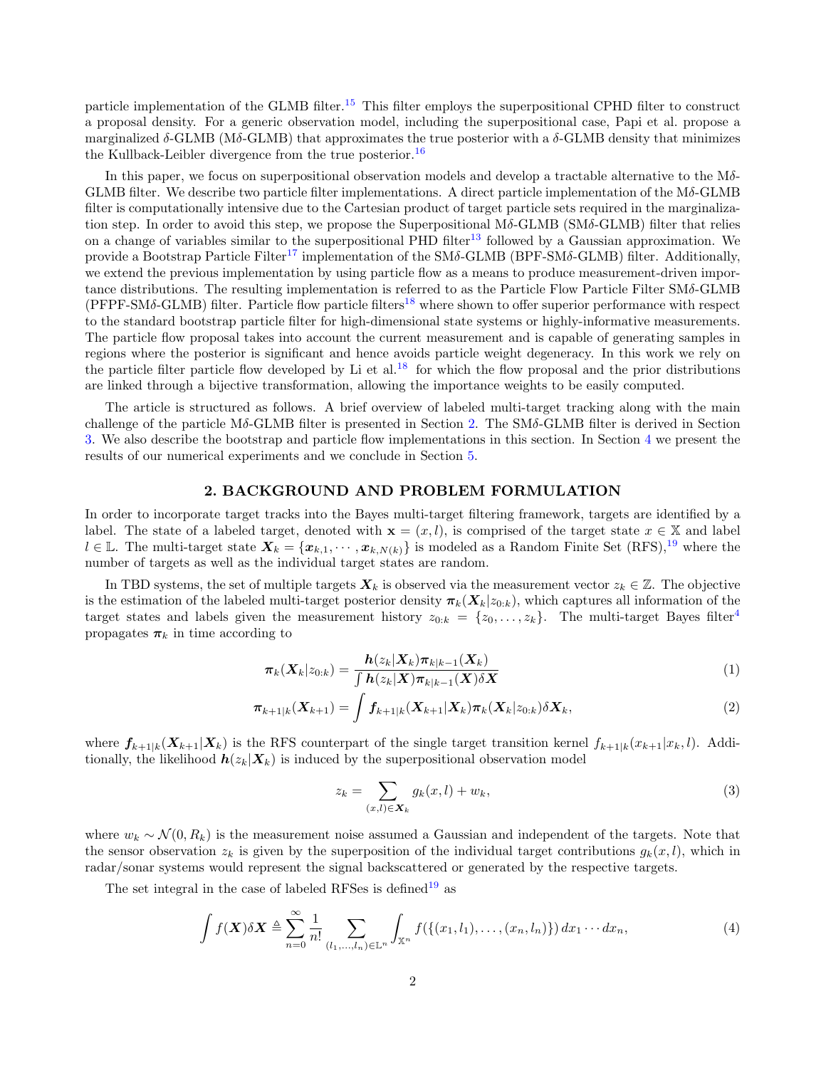particle implementation of the GLMB filter.[15] This filter employs the superpositional CPHD filter to construct a proposal density. For a generic observation model, including the superpositional case, Papi et al. propose a marginalized $\delta$-GLMB (M$\delta$-GLMB) that approximates the true posterior with a $\delta$-GLMB density that minimizes the Kullback-Leibler divergence from the true posterior.[16]

In this paper, we focus on superpositional observation models and develop a tractable alternative to the M$\delta$-GLMB filter. We describe two particle filter implementations. A direct particle implementation of the M$\delta$-GLMB filter is computationally intensive due to the Cartesian product of target particle sets required in the marginalization step. In order to avoid this step, we propose the Superpositional M$\delta$-GLMB (SM$\delta$-GLMB) filter that relies on a change of variables similar to the superpositional PHD filter[13] followed by a Gaussian approximation. We provide a Bootstrap Particle Filter[17] implementation of the SM$\delta$-GLMB (BPF-SM$\delta$-GLMB) filter. Additionally, we extend the previous implementation by using particle flow as a means to produce measurement-driven importance distributions. The resulting implementation is referred to as the Particle Flow Particle Filter SM$\delta$-GLMB (PFPF-SM$\delta$-GLMB) filter. Particle flow particle filters[18] where shown to offer superior performance with respect to the standard bootstrap particle filter for high-dimensional state systems or highly-informative measurements. The particle flow proposal takes into account the current measurement and is capable of generating samples in regions where the posterior is significant and hence avoids particle weight degeneracy. In this work we rely on the particle filter particle flow developed by Li et al.[18] for which the flow proposal and the prior distributions are linked through a bijective transformation, allowing the importance weights to be easily computed.

The article is structured as follows. A brief overview of labeled multi-target tracking along with the main challenge of the particle M$\delta$-GLMB filter is presented in Section 2. The SM$\delta$-GLMB filter is derived in Section 3. We also describe the bootstrap and particle flow implementations in this section. In Section 4 we present the results of our numerical experiments and we conclude in Section 5.

## 2. BACKGROUND AND PROBLEM FORMULATION

In order to incorporate target tracks into the Bayes multi-target filtering framework, targets are identified by a label. The state of a labeled target, denoted with $\mathbf{x} = (x, l)$, is comprised of the target state $x \in \mathbb{X}$ and label $l \in \mathbb{L}$. The multi-target state $\boldsymbol{X}_k = \{\boldsymbol{x}_{k,1}, \cdots, \boldsymbol{x}_{k,N(k)}\}$ is modeled as a Random Finite Set (RFS),[19] where the number of targets as well as the individual target states are random.

In TBD systems, the set of multiple targets $\boldsymbol{X}_k$ is observed via the measurement vector $z_k \in \mathbb{Z}$. The objective is the estimation of the labeled multi-target posterior density $\boldsymbol{\pi}_k(\boldsymbol{X}_k|z_{0:k})$, which captures all information of the target states and labels given the measurement history $z_{0:k} = \{z_0, \ldots, z_k\}$. The multi-target Bayes filter[4] propagates $\boldsymbol{\pi}_k$ in time according to

$$\boldsymbol{\pi}_k(\boldsymbol{X}_k|z_{0:k}) = \frac{\boldsymbol{h}(z_k|\boldsymbol{X}_k)\boldsymbol{\pi}_{k|k-1}(\boldsymbol{X}_k)}{\int \boldsymbol{h}(z_k|\boldsymbol{X})\boldsymbol{\pi}_{k|k-1}(\boldsymbol{X})\delta\boldsymbol{X}} \tag{1}$$

$$\boldsymbol{\pi}_{k+1|k}(\boldsymbol{X}_{k+1}) = \int \boldsymbol{f}_{k+1|k}(\boldsymbol{X}_{k+1}|\boldsymbol{X}_k)\boldsymbol{\pi}_k(\boldsymbol{X}_k|z_{0:k})\delta\boldsymbol{X}_k, \tag{2}$$

where $\boldsymbol{f}_{k+1|k}(\boldsymbol{X}_{k+1}|\boldsymbol{X}_k)$ is the RFS counterpart of the single target transition kernel $f_{k+1|k}(x_{k+1}|x_k, l)$. Additionally, the likelihood $\boldsymbol{h}(z_k|\boldsymbol{X}_k)$ is induced by the superpositional observation model

$$z_k = \sum_{(x,l)\in\boldsymbol{X}_k} g_k(x, l) + w_k, \tag{3}$$

where $w_k \sim \mathcal{N}(0, R_k)$ is the measurement noise assumed a Gaussian and independent of the targets. Note that the sensor observation $z_k$ is given by the superposition of the individual target contributions $g_k(x, l)$, which in radar/sonar systems would represent the signal backscattered or generated by the respective targets.

The set integral in the case of labeled RFSes is defined[19] as

$$\int f(\boldsymbol{X})\delta\boldsymbol{X} \triangleq \sum_{n=0}^{\infty} \frac{1}{n!} \sum_{(l_1,\ldots,l_n)\in\mathbb{L}^n} \int_{\mathbb{X}^n} f(\{(x_1, l_1), \ldots, (x_n, l_n)\})\, dx_1 \cdots dx_n, \tag{4}$$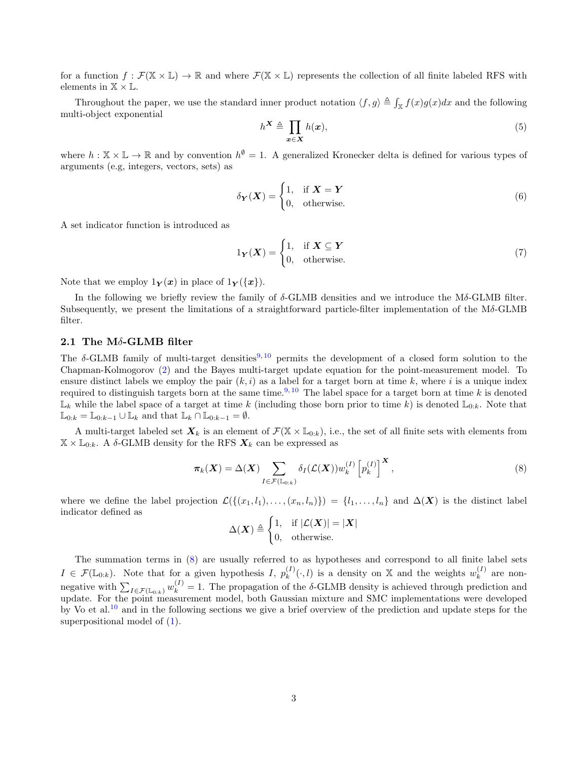for a function $f : \mathcal{F}(\mathbb{X} \times \mathbb{L}) \to \mathbb{R}$ and where $\mathcal{F}(\mathbb{X} \times \mathbb{L})$ represents the collection of all finite labeled RFS with elements in $\mathbb{X} \times \mathbb{L}$.

Throughout the paper, we use the standard inner product notation $\langle f, g \rangle \triangleq \int_{\mathbb{X}} f(x)g(x)dx$ and the following multi-object exponential

$$h^{\boldsymbol{X}} \triangleq \prod_{\boldsymbol{x} \in \boldsymbol{X}} h(\boldsymbol{x}), \tag{5}$$

where $h : \mathbb{X} \times \mathbb{L} \to \mathbb{R}$ and by convention $h^{\emptyset} = 1$. A generalized Kronecker delta is defined for various types of arguments (e.g, integers, vectors, sets) as

$$\delta_{\boldsymbol{Y}}(\boldsymbol{X}) = \begin{cases} 1, & \text{if } \boldsymbol{X} = \boldsymbol{Y} \\ 0, & \text{otherwise.} \end{cases} \tag{6}$$

A set indicator function is introduced as

$$1_{\boldsymbol{Y}}(\boldsymbol{X}) = \begin{cases} 1, & \text{if } \boldsymbol{X} \subseteq \boldsymbol{Y} \\ 0, & \text{otherwise.} \end{cases} \tag{7}$$

Note that we employ $1_{\boldsymbol{Y}}(\boldsymbol{x})$ in place of $1_{\boldsymbol{Y}}(\{\boldsymbol{x}\})$.

In the following we briefly review the family of $\delta$-GLMB densities and we introduce the M$\delta$-GLMB filter. Subsequently, we present the limitations of a straightforward particle-filter implementation of the M$\delta$-GLMB filter.

### 2.1 The M$\delta$-GLMB filter

The $\delta$-GLMB family of multi-target densities[9,10] permits the development of a closed form solution to the Chapman-Kolmogorov (2) and the Bayes multi-target update equation for the point-measurement model. To ensure distinct labels we employ the pair $(k, i)$ as a label for a target born at time $k$, where $i$ is a unique index required to distinguish targets born at the same time.[9,10] The label space for a target born at time $k$ is denoted $\mathbb{L}_k$ while the label space of a target at time $k$ (including those born prior to time $k$) is denoted $\mathbb{L}_{0:k}$. Note that $\mathbb{L}_{0:k} = \mathbb{L}_{0:k-1} \cup \mathbb{L}_k$ and that $\mathbb{L}_k \cap \mathbb{L}_{0:k-1} = \emptyset$.

A multi-target labeled set $\boldsymbol{X}_k$ is an element of $\mathcal{F}(\mathbb{X} \times \mathbb{L}_{0:k})$, i.e., the set of all finite sets with elements from $\mathbb{X} \times \mathbb{L}_{0:k}$. A $\delta$-GLMB density for the RFS $\boldsymbol{X}_k$ can be expressed as

$$\boldsymbol{\pi}_k(\boldsymbol{X}) = \Delta(\boldsymbol{X}) \sum_{I \in \mathcal{F}(\mathbb{L}_{0:k})} \delta_I(\mathcal{L}(\boldsymbol{X})) w_k^{(I)} \left[ p_k^{(I)} \right]^{\boldsymbol{X}}, \tag{8}$$

where we define the label projection $\mathcal{L}(\{(x_1, l_1), \ldots, (x_n, l_n)\}) = \{l_1, \ldots, l_n\}$ and $\Delta(\boldsymbol{X})$ is the distinct label indicator defined as

$$\Delta(\boldsymbol{X}) \triangleq \begin{cases} 1, & \text{if } |\mathcal{L}(\boldsymbol{X})| = |\boldsymbol{X}| \\ 0, & \text{otherwise.} \end{cases}$$

The summation terms in (8) are usually referred to as hypotheses and correspond to all finite label sets $I \in \mathcal{F}(\mathbb{L}_{0:k})$. Note that for a given hypothesis $I$, $p_k^{(I)}(\cdot, l)$ is a density on $\mathbb{X}$ and the weights $w_k^{(I)}$ are non-negative with $\sum_{I \in \mathcal{F}(\mathbb{L}_{0:k})} w_k^{(I)} = 1$. The propagation of the $\delta$-GLMB density is achieved through prediction and update. For the point measurement model, both Gaussian mixture and SMC implementations were developed by Vo et al.[10] and in the following sections we give a brief overview of the prediction and update steps for the superpositional model of (1).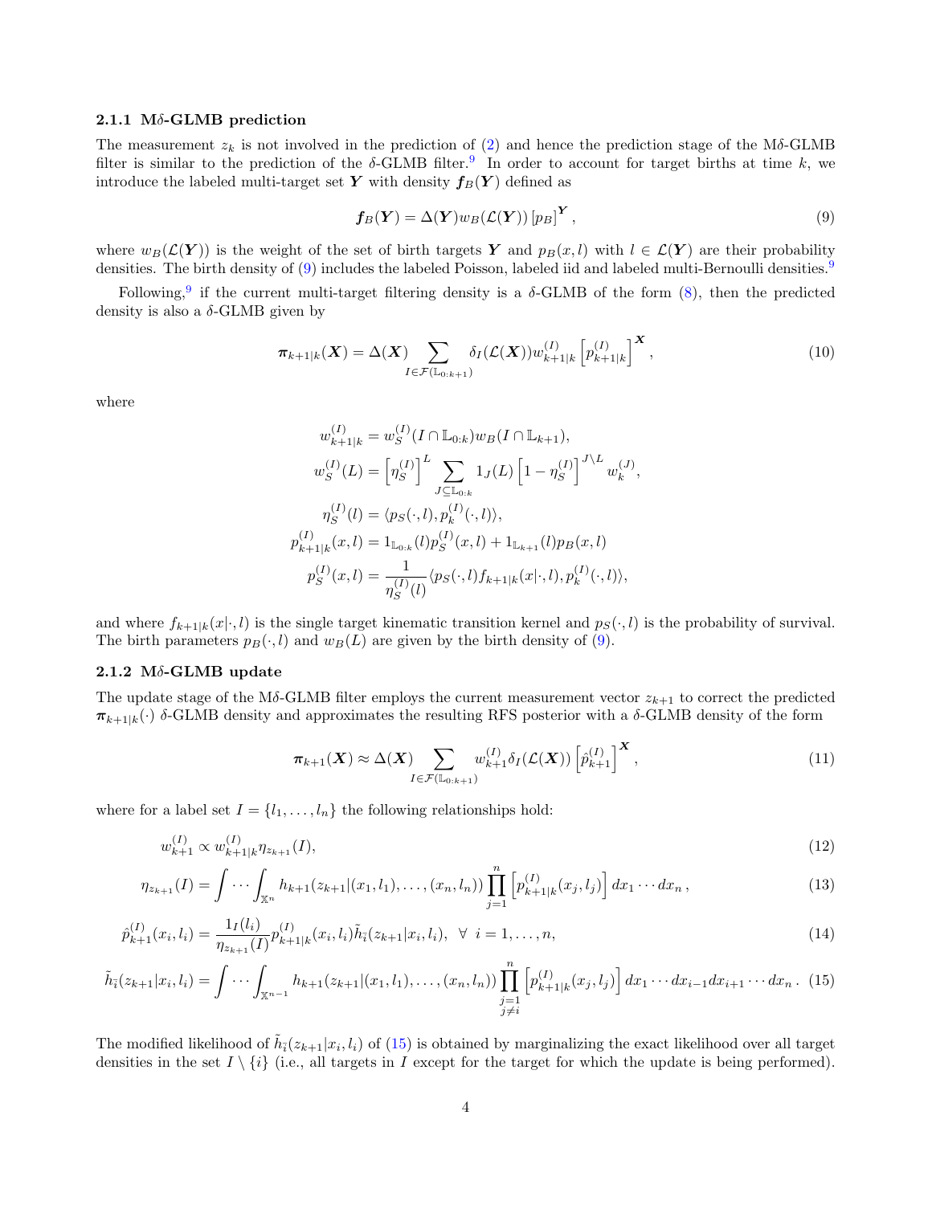### 2.1.1 M$\delta$-GLMB prediction

The measurement $z_k$ is not involved in the prediction of (2) and hence the prediction stage of the M$\delta$-GLMB filter is similar to the prediction of the $\delta$-GLMB filter.[9] In order to account for target births at time $k$, we introduce the labeled multi-target set $\boldsymbol{Y}$ with density $\boldsymbol{f}_B(\boldsymbol{Y})$ defined as

$$\boldsymbol{f}_B(\boldsymbol{Y}) = \Delta(\boldsymbol{Y}) w_B(\mathcal{L}(\boldsymbol{Y})) \left[p_B\right]^{\boldsymbol{Y}}, \tag{9}$$

where $w_B(\mathcal{L}(\boldsymbol{Y}))$ is the weight of the set of birth targets $\boldsymbol{Y}$ and $p_B(x,l)$ with $l \in \mathcal{L}(\boldsymbol{Y})$ are their probability densities. The birth density of (9) includes the labeled Poisson, labeled iid and labeled multi-Bernoulli densities.[9]

Following,[9] if the current multi-target filtering density is a $\delta$-GLMB of the form (8), then the predicted density is also a $\delta$-GLMB given by

$$\boldsymbol{\pi}_{k+1|k}(\boldsymbol{X}) = \Delta(\boldsymbol{X}) \sum_{I \in \mathcal{F}(\mathbb{L}_{0:k+1})} \delta_I(\mathcal{L}(\boldsymbol{X})) w_{k+1|k}^{(I)} \left[p_{k+1|k}^{(I)}\right]^{\boldsymbol{X}}, \tag{10}$$

where

$$\begin{aligned}
w_{k+1|k}^{(I)} &= w_S^{(I)}(I \cap \mathbb{L}_{0:k}) w_B(I \cap \mathbb{L}_{k+1}), \\
w_S^{(I)}(L) &= \left[\eta_S^{(I)}\right]^L \sum_{J \subseteq \mathbb{L}_{0:k}} 1_J(L) \left[1 - \eta_S^{(I)}\right]^{J \setminus L} w_k^{(J)}, \\
\eta_S^{(I)}(l) &= \langle p_S(\cdot, l), p_k^{(I)}(\cdot, l) \rangle, \\
p_{k+1|k}^{(I)}(x,l) &= 1_{\mathbb{L}_{0:k}}(l) p_S^{(I)}(x,l) + 1_{\mathbb{L}_{k+1}}(l) p_B(x,l) \\
p_S^{(I)}(x,l) &= \frac{1}{\eta_S^{(I)}(l)} \langle p_S(\cdot, l) f_{k+1|k}(x|\cdot, l), p_k^{(I)}(\cdot, l) \rangle,
\end{aligned}$$

and where $f_{k+1|k}(x|\cdot,l)$ is the single target kinematic transition kernel and $p_S(\cdot,l)$ is the probability of survival. The birth parameters $p_B(\cdot,l)$ and $w_B(L)$ are given by the birth density of (9).

### 2.1.2 M$\delta$-GLMB update

The update stage of the M$\delta$-GLMB filter employs the current measurement vector $z_{k+1}$ to correct the predicted $\boldsymbol{\pi}_{k+1|k}(\cdot)$ $\delta$-GLMB density and approximates the resulting RFS posterior with a $\delta$-GLMB density of the form

$$\boldsymbol{\pi}_{k+1}(\boldsymbol{X}) \approx \Delta(\boldsymbol{X}) \sum_{I \in \mathcal{F}(\mathbb{L}_{0:k+1})} w_{k+1}^{(I)} \delta_I(\mathcal{L}(\boldsymbol{X})) \left[\hat{p}_{k+1}^{(I)}\right]^{\boldsymbol{X}}, \tag{11}$$

where for a label set $I = \{l_1, \ldots, l_n\}$ the following relationships hold:

$$w_{k+1}^{(I)} \propto w_{k+1|k}^{(I)} \eta_{z_{k+1}}(I), \tag{12}$$

$$\eta_{z_{k+1}}(I) = \int \cdots \int_{\mathbb{X}^n} h_{k+1}(z_{k+1}|(x_1,l_1),\ldots,(x_n,l_n)) \prod_{j=1}^{n} \left[p_{k+1|k}^{(I)}(x_j,l_j)\right] dx_1 \cdots dx_n \,, \tag{13}$$

$$\hat{p}_{k+1}^{(I)}(x_i,l_i) = \frac{1_I(l_i)}{\eta_{z_{k+1}}(I)} p_{k+1|k}^{(I)}(x_i,l_i) \tilde{h}_{\bar{i}}(z_{k+1}|x_i,l_i), \;\; \forall \; i = 1,\ldots,n, \tag{14}$$

$$\tilde{h}_{\bar{i}}(z_{k+1}|x_i,l_i) = \int \cdots \int_{\mathbb{X}^{n-1}} h_{k+1}(z_{k+1}|(x_1,l_1),\ldots,(x_n,l_n)) \prod_{\substack{j=1 \\ j \neq i}}^{n} \left[p_{k+1|k}^{(I)}(x_j,l_j)\right] dx_1 \cdots dx_{i-1} dx_{i+1} \cdots dx_n \,. \tag{15}$$

The modified likelihood of $\tilde{h}_{\bar{i}}(z_{k+1}|x_i,l_i)$ of (15) is obtained by marginalizing the exact likelihood over all target densities in the set $I \setminus \{i\}$ (i.e., all targets in $I$ except for the target for which the update is being performed).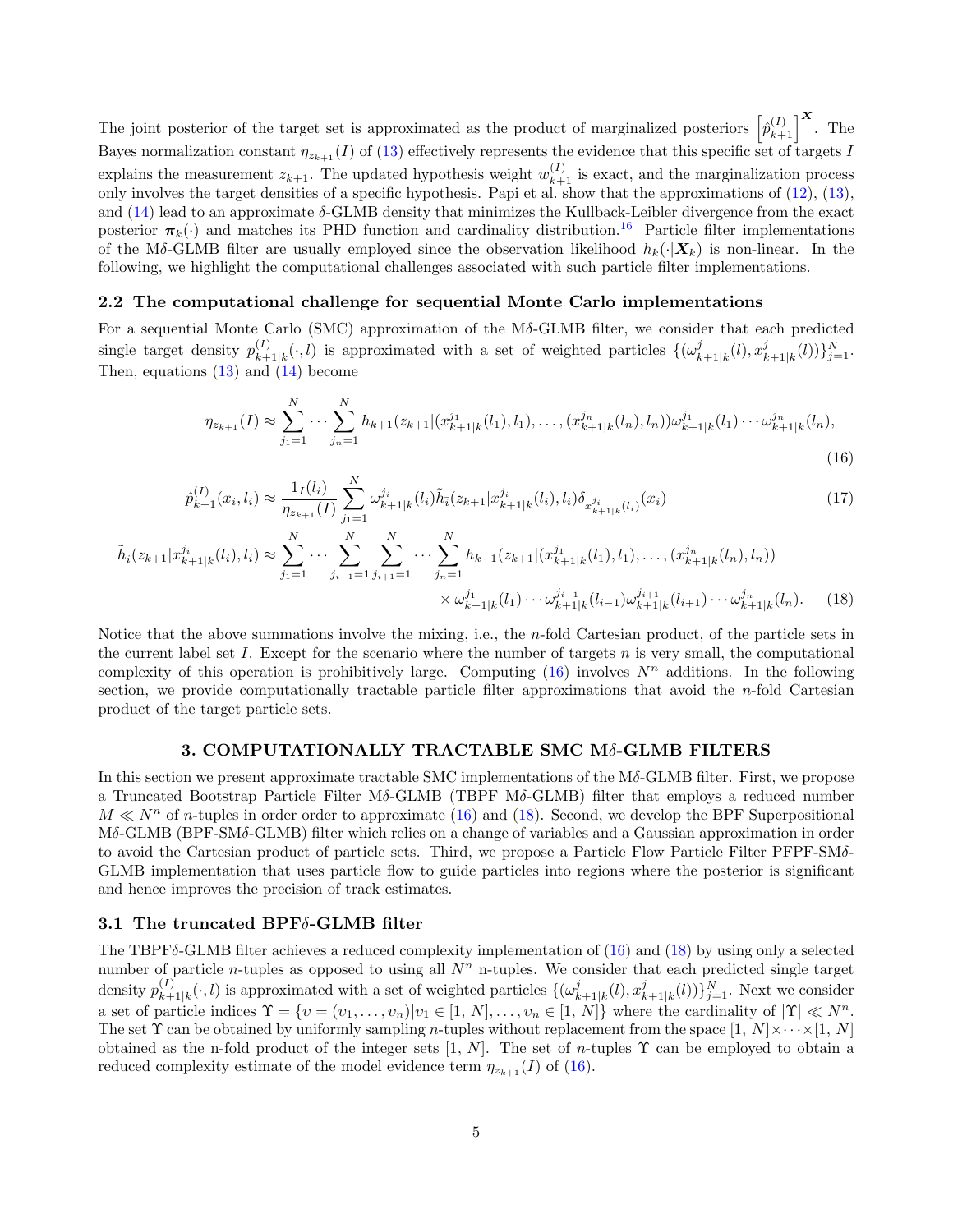The joint posterior of the target set is approximated as the product of marginalized posteriors $\left[\hat{p}_{k+1}^{(I)}\right]^{\boldsymbol{X}}$. The Bayes normalization constant $\eta_{z_{k+1}}(I)$ of (13) effectively represents the evidence that this specific set of targets $I$ explains the measurement $z_{k+1}$. The updated hypothesis weight $w_{k+1}^{(I)}$ is exact, and the marginalization process only involves the target densities of a specific hypothesis. Papi et al. show that the approximations of (12), (13), and (14) lead to an approximate $\delta$-GLMB density that minimizes the Kullback-Leibler divergence from the exact posterior $\boldsymbol{\pi}_k(\cdot)$ and matches its PHD function and cardinality distribution.[16] Particle filter implementations of the M$\delta$-GLMB filter are usually employed since the observation likelihood $h_k(\cdot|\boldsymbol{X}_k)$ is non-linear. In the following, we highlight the computational challenges associated with such particle filter implementations.

### 2.2 The computational challenge for sequential Monte Carlo implementations

For a sequential Monte Carlo (SMC) approximation of the M$\delta$-GLMB filter, we consider that each predicted single target density $p_{k+1|k}^{(I)}(\cdot, l)$ is approximated with a set of weighted particles $\{(\omega_{k+1|k}^{j}(l), x_{k+1|k}^{j}(l))\}_{j=1}^{N}$. Then, equations (13) and (14) become

$$\eta_{z_{k+1}}(I) \approx \sum_{j_1=1}^{N} \cdots \sum_{j_n=1}^{N} h_{k+1}(z_{k+1}|(x_{k+1|k}^{j_1}(l_1), l_1), \ldots, (x_{k+1|k}^{j_n}(l_n), l_n))\omega_{k+1|k}^{j_1}(l_1) \cdots \omega_{k+1|k}^{j_n}(l_n), \tag{16}$$

$$\hat{p}_{k+1}^{(I)}(x_i, l_i) \approx \frac{1_I(l_i)}{\eta_{z_{k+1}}(I)} \sum_{j_1=1}^{N} \omega_{k+1|k}^{j_i}(l_i)\tilde{h}_{\bar{i}}(z_{k+1}|x_{k+1|k}^{j_i}(l_i), l_i)\delta_{x_{k+1|k}^{j_i}(l_i)}(x_i) \tag{17}$$

$$\begin{aligned}\tilde{h}_{\bar{i}}(z_{k+1}|x_{k+1|k}^{j_i}(l_i), l_i) \approx \sum_{j_1=1}^{N} \cdots \sum_{j_{i-1}=1}^{N} \sum_{j_{i+1}=1}^{N} \cdots \sum_{j_n=1}^{N} h_{k+1}(z_{k+1}|(x_{k+1|k}^{j_1}(l_1), l_1), \ldots, (x_{k+1|k}^{j_n}(l_n), l_n)) \\ \times\, \omega_{k+1|k}^{j_1}(l_1) \cdots \omega_{k+1|k}^{j_{i-1}}(l_{i-1})\omega_{k+1|k}^{j_{i+1}}(l_{i+1}) \cdots \omega_{k+1|k}^{j_n}(l_n).\end{aligned} \tag{18}$$

Notice that the above summations involve the mixing, i.e., the $n$-fold Cartesian product, of the particle sets in the current label set $I$. Except for the scenario where the number of targets $n$ is very small, the computational complexity of this operation is prohibitively large. Computing (16) involves $N^n$ additions. In the following section, we provide computationally tractable particle filter approximations that avoid the $n$-fold Cartesian product of the target particle sets.

## 3. COMPUTATIONALLY TRACTABLE SMC M$\delta$-GLMB FILTERS

In this section we present approximate tractable SMC implementations of the M$\delta$-GLMB filter. First, we propose a Truncated Bootstrap Particle Filter M$\delta$-GLMB (TBPF M$\delta$-GLMB) filter that employs a reduced number $M \ll N^n$ of $n$-tuples in order order to approximate (16) and (18). Second, we develop the BPF Superpositional M$\delta$-GLMB (BPF-SM$\delta$-GLMB) filter which relies on a change of variables and a Gaussian approximation in order to avoid the Cartesian product of particle sets. Third, we propose a Particle Flow Particle Filter PFPF-SM$\delta$-GLMB implementation that uses particle flow to guide particles into regions where the posterior is significant and hence improves the precision of track estimates.

### 3.1 The truncated BPF$\delta$-GLMB filter

The TBPF$\delta$-GLMB filter achieves a reduced complexity implementation of (16) and (18) by using only a selected number of particle $n$-tuples as opposed to using all $N^n$ n-tuples. We consider that each predicted single target density $p_{k+1|k}^{(I)}(\cdot, l)$ is approximated with a set of weighted particles $\{(\omega_{k+1|k}^{j}(l), x_{k+1|k}^{j}(l))\}_{j=1}^{N}$. Next we consider a set of particle indices $\Upsilon = \{\upsilon = (\upsilon_1, \ldots, \upsilon_n)|\upsilon_1 \in [1, N], \ldots, \upsilon_n \in [1, N]\}$ where the cardinality of $|\Upsilon| \ll N^n$. The set $\Upsilon$ can be obtained by uniformly sampling $n$-tuples without replacement from the space $[1, N]\times\cdots\times[1, N]$ obtained as the n-fold product of the integer sets $[1, N]$. The set of $n$-tuples $\Upsilon$ can be employed to obtain a reduced complexity estimate of the model evidence term $\eta_{z_{k+1}}(I)$ of (16).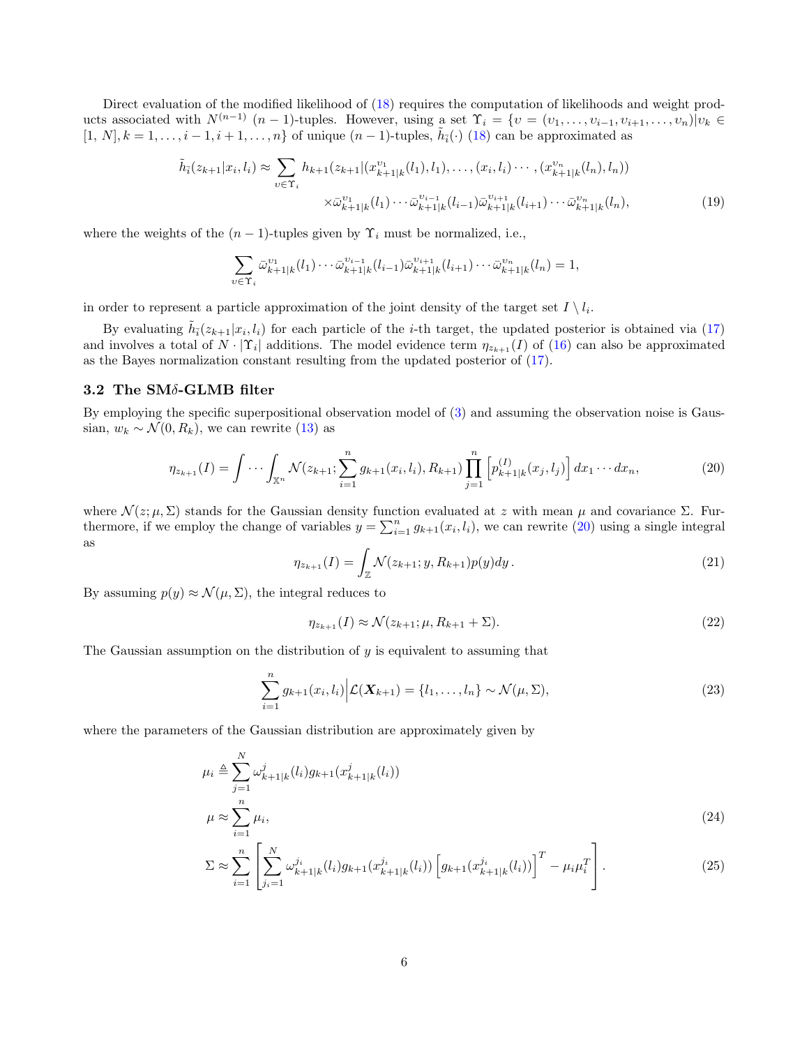Direct evaluation of the modified likelihood of (18) requires the computation of likelihoods and weight products associated with $N^{(n-1)}$ $(n-1)$-tuples. However, using a set $\Upsilon_i = \{\upsilon = (\upsilon_1, \ldots, \upsilon_{i-1}, \upsilon_{i+1}, \ldots, \upsilon_n) | \upsilon_k \in [1, N], k = 1, \ldots, i-1, i+1, \ldots, n\}$ of unique $(n-1)$-tuples, $\tilde{h}_{\bar{i}}(\cdot)$ (18) can be approximated as

$$
\begin{aligned}
\tilde{h}_{\bar{i}}(z_{k+1}|x_i, l_i) \approx \sum_{\upsilon \in \Upsilon_i} & h_{k+1}(z_{k+1}|(x^{\upsilon_1}_{k+1|k}(l_1), l_1), \ldots, (x_i, l_i) \cdots, (x^{\upsilon_n}_{k+1|k}(l_n), l_n)) \\
& \times \bar{\omega}^{\upsilon_1}_{k+1|k}(l_1) \cdots \bar{\omega}^{\upsilon_{i-1}}_{k+1|k}(l_{i-1}) \bar{\omega}^{\upsilon_{i+1}}_{k+1|k}(l_{i+1}) \cdots \bar{\omega}^{\upsilon_n}_{k+1|k}(l_n),
\end{aligned}
\tag{19}
$$

where the weights of the $(n-1)$-tuples given by $\Upsilon_i$ must be normalized, i.e.,

$$
\sum_{\upsilon \in \Upsilon_i} \bar{\omega}^{\upsilon_1}_{k+1|k}(l_1) \cdots \bar{\omega}^{\upsilon_{i-1}}_{k+1|k}(l_{i-1}) \bar{\omega}^{\upsilon_{i+1}}_{k+1|k}(l_{i+1}) \cdots \bar{\omega}^{\upsilon_n}_{k+1|k}(l_n) = 1,
$$

in order to represent a particle approximation of the joint density of the target set $I \setminus l_i$.

By evaluating $\tilde{h}_{\bar{i}}(z_{k+1}|x_i, l_i)$ for each particle of the $i$-th target, the updated posterior is obtained via (17) and involves a total of $N \cdot |\Upsilon_i|$ additions. The model evidence term $\eta_{z_{k+1}}(I)$ of (16) can also be approximated as the Bayes normalization constant resulting from the updated posterior of (17).

### 3.2 The SM$\delta$-GLMB filter

By employing the specific superpositional observation model of (3) and assuming the observation noise is Gaussian, $w_k \sim \mathcal{N}(0, R_k)$, we can rewrite (13) as

$$
\eta_{z_{k+1}}(I) = \int \cdots \int_{\mathbb{X}^n} \mathcal{N}(z_{k+1}; \sum_{i=1}^{n} g_{k+1}(x_i, l_i), R_{k+1}) \prod_{j=1}^{n} \left[ p^{(I)}_{k+1|k}(x_j, l_j) \right] dx_1 \cdots dx_n,
\tag{20}
$$

where $\mathcal{N}(z; \mu, \Sigma)$ stands for the Gaussian density function evaluated at $z$ with mean $\mu$ and covariance $\Sigma$. Furthermore, if we employ the change of variables $y = \sum_{i=1}^{n} g_{k+1}(x_i, l_i)$, we can rewrite (20) using a single integral as

$$
\eta_{z_{k+1}}(I) = \int_{\mathbb{Z}} \mathcal{N}(z_{k+1}; y, R_{k+1}) p(y) dy \, .
\tag{21}
$$

By assuming $p(y) \approx \mathcal{N}(\mu, \Sigma)$, the integral reduces to

$$
\eta_{z_{k+1}}(I) \approx \mathcal{N}(z_{k+1}; \mu, R_{k+1} + \Sigma).
\tag{22}
$$

The Gaussian assumption on the distribution of $y$ is equivalent to assuming that

$$
\sum_{i=1}^{n} g_{k+1}(x_i, l_i) \Big| \mathcal{L}(\boldsymbol{X}_{k+1}) = \{l_1, \ldots, l_n\} \sim \mathcal{N}(\mu, \Sigma),
\tag{23}
$$

where the parameters of the Gaussian distribution are approximately given by

$$
\begin{aligned}
\mu_i &\triangleq \sum_{j=1}^{N} \omega^{j}_{k+1|k}(l_i) g_{k+1}(x^{j}_{k+1|k}(l_i)) \\
\mu &\approx \sum_{i=1}^{n} \mu_i,
\end{aligned}
\tag{24}
$$

$$
\Sigma \approx \sum_{i=1}^{n} \left[ \sum_{j_i=1}^{N} \omega^{j_i}_{k+1|k}(l_i) g_{k+1}(x^{j_i}_{k+1|k}(l_i)) \left[ g_{k+1}(x^{j_i}_{k+1|k}(l_i)) \right]^T - \mu_i \mu_i^T \right].
\tag{25}
$$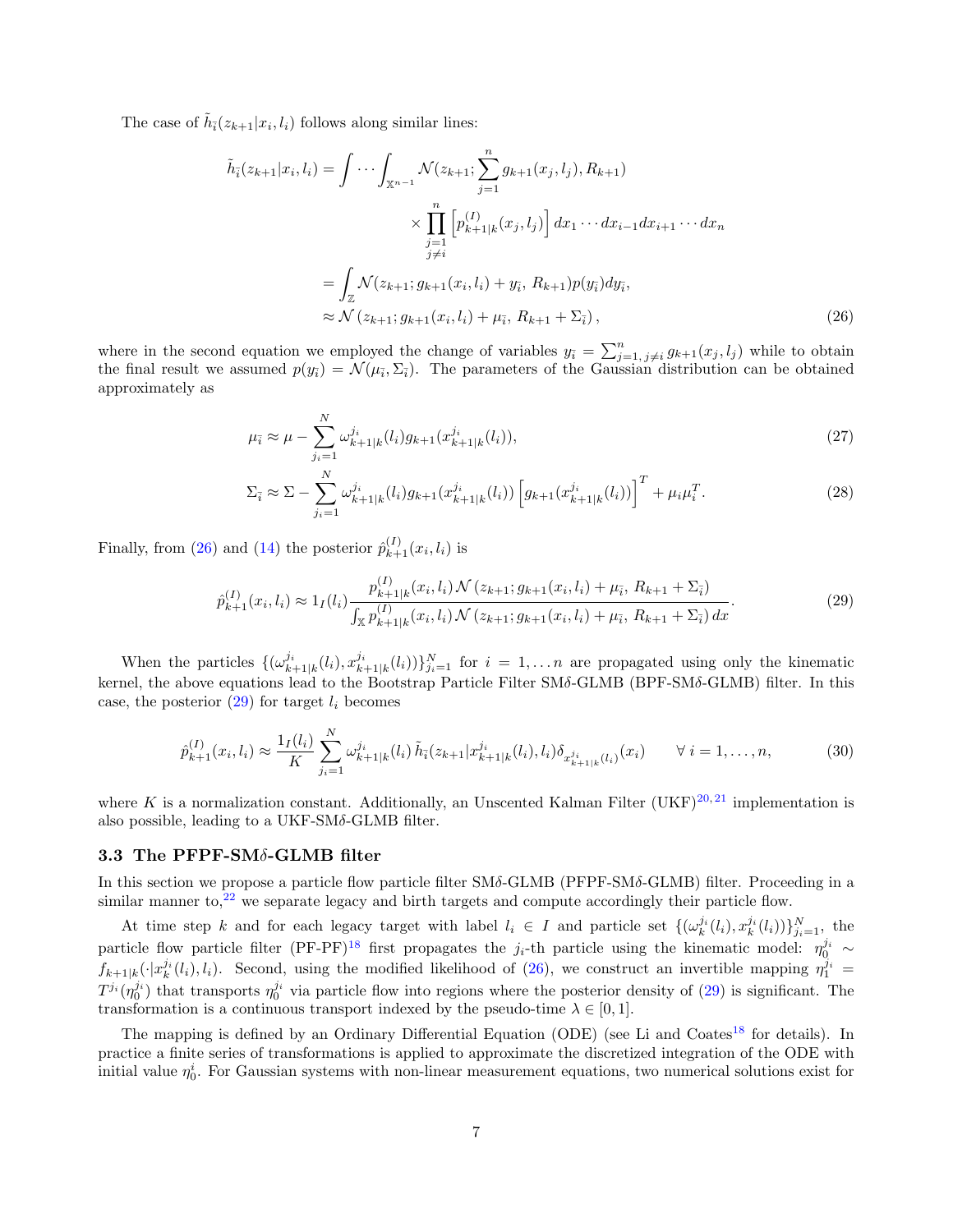The case of $\tilde{h}_{\bar{i}}(z_{k+1}|x_i, l_i)$ follows along similar lines:

$$
\begin{aligned}
\tilde{h}_{\bar{i}}(z_{k+1}|x_i, l_i) &= \int \cdots \int_{\mathbb{X}^{n-1}} \mathcal{N}(z_{k+1}; \sum_{j=1}^{n} g_{k+1}(x_j, l_j), R_{k+1}) \\
&\qquad\qquad \times \prod_{\substack{j=1 \\ j \neq i}}^{n} \left[ p^{(I)}_{k+1|k}(x_j, l_j) \right] dx_1 \cdots dx_{i-1} dx_{i+1} \cdots dx_n \\
&= \int_{\mathbb{Z}} \mathcal{N}(z_{k+1}; g_{k+1}(x_i, l_i) + y_{\bar{i}},\, R_{k+1}) p(y_{\bar{i}}) dy_{\bar{i}}, \\
&\approx \mathcal{N}\left(z_{k+1}; g_{k+1}(x_i, l_i) + \mu_{\bar{i}},\, R_{k+1} + \Sigma_{\bar{i}}\right),
\end{aligned}
\tag{26}
$$

where in the second equation we employed the change of variables $y_{\bar{i}} = \sum_{j=1,\, j \neq i}^{n} g_{k+1}(x_j, l_j)$ while to obtain the final result we assumed $p(y_{\bar{i}}) = \mathcal{N}(\mu_{\bar{i}}, \Sigma_{\bar{i}})$. The parameters of the Gaussian distribution can be obtained approximately as

$$
\mu_{\bar{i}} \approx \mu - \sum_{j_i=1}^{N} \omega^{j_i}_{k+1|k}(l_i) g_{k+1}(x^{j_i}_{k+1|k}(l_i)),
\tag{27}
$$

$$
\Sigma_{\bar{i}} \approx \Sigma - \sum_{j_i=1}^{N} \omega^{j_i}_{k+1|k}(l_i) g_{k+1}(x^{j_i}_{k+1|k}(l_i)) \left[ g_{k+1}(x^{j_i}_{k+1|k}(l_i)) \right]^T + \mu_i \mu_i^T.
\tag{28}
$$

Finally, from (26) and (14) the posterior $\hat{p}^{(I)}_{k+1}(x_i, l_i)$ is

$$
\hat{p}^{(I)}_{k+1}(x_i, l_i) \approx 1_I(l_i) \frac{p^{(I)}_{k+1|k}(x_i, l_i) \mathcal{N}\left(z_{k+1}; g_{k+1}(x_i, l_i) + \mu_{\bar{i}},\, R_{k+1} + \Sigma_{\bar{i}}\right)}{\int_{\mathbb{X}} p^{(I)}_{k+1|k}(x_i, l_i) \mathcal{N}\left(z_{k+1}; g_{k+1}(x_i, l_i) + \mu_{\bar{i}},\, R_{k+1} + \Sigma_{\bar{i}}\right) dx}.
\tag{29}
$$

When the particles $\{(\omega^{j_i}_{k+1|k}(l_i), x^{j_i}_{k+1|k}(l_i))\}_{j_i=1}^{N}$ for $i = 1, \ldots n$ are propagated using only the kinematic kernel, the above equations lead to the Bootstrap Particle Filter SM$\delta$-GLMB (BPF-SM$\delta$-GLMB) filter. In this case, the posterior (29) for target $l_i$ becomes

$$
\hat{p}^{(I)}_{k+1}(x_i, l_i) \approx \frac{1_I(l_i)}{K} \sum_{j_i=1}^{N} \omega^{j_i}_{k+1|k}(l_i)\, \tilde{h}_{\bar{i}}(z_{k+1}|x^{j_i}_{k+1|k}(l_i), l_i) \delta_{x^{j_i}_{k+1|k}(l_i)}(x_i) \qquad \forall\, i = 1, \ldots, n,
\tag{30}
$$

where $K$ is a normalization constant. Additionally, an Unscented Kalman Filter (UKF)[20,21] implementation is also possible, leading to a UKF-SM$\delta$-GLMB filter.

### 3.3 The PFPF-SM$\delta$-GLMB filter

In this section we propose a particle flow particle filter SM$\delta$-GLMB (PFPF-SM$\delta$-GLMB) filter. Proceeding in a similar manner to,[22] we separate legacy and birth targets and compute accordingly their particle flow.

At time step $k$ and for each legacy target with label $l_i \in I$ and particle set $\{(\omega^{j_i}_k(l_i), x^{j_i}_k(l_i))\}_{j_i=1}^{N}$, the particle flow particle filter (PF-PF)[18] first propagates the $j_i$-th particle using the kinematic model: $\eta^{j_i}_0 \sim f_{k+1|k}(\cdot|x^{j_i}_k(l_i), l_i)$. Second, using the modified likelihood of (26), we construct an invertible mapping $\eta^{j_i}_1 = T^{j_i}(\eta^{j_i}_0)$ that transports $\eta^{j_i}_0$ via particle flow into regions where the posterior density of (29) is significant. The transformation is a continuous transport indexed by the pseudo-time $\lambda \in [0, 1]$.

The mapping is defined by an Ordinary Differential Equation (ODE) (see Li and Coates[18] for details). In practice a finite series of transformations is applied to approximate the discretized integration of the ODE with initial value $\eta^i_0$. For Gaussian systems with non-linear measurement equations, two numerical solutions exist for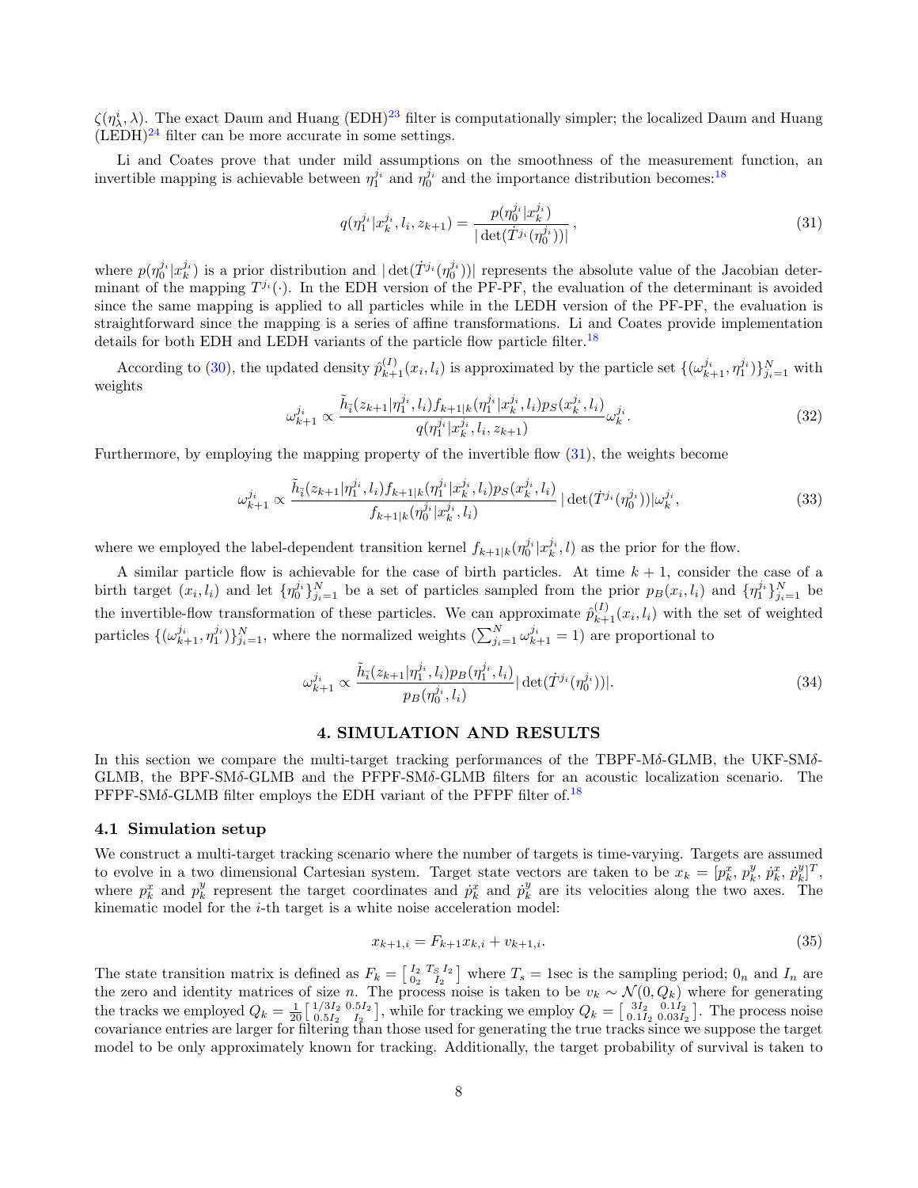$\zeta(\eta_\lambda^i, \lambda)$. The exact Daum and Huang (EDH)[23] filter is computationally simpler; the localized Daum and Huang (LEDH)[24] filter can be more accurate in some settings.

Li and Coates prove that under mild assumptions on the smoothness of the measurement function, an invertible mapping is achievable between $\eta_1^{j_i}$ and $\eta_0^{j_i}$ and the importance distribution becomes:[18]

$$q(\eta_1^{j_i}|x_k^{j_i}, l_i, z_{k+1}) = \frac{p(\eta_0^{j_i}|x_k^{j_i})}{|\det(\dot{T}^{j_i}(\eta_0^{j_i}))|}\,, \tag{31}$$

where $p(\eta_0^{j_i}|x_k^{j_i})$ is a prior distribution and $|\det(\dot{T}^{j_i}(\eta_0^{j_i}))|$ represents the absolute value of the Jacobian determinant of the mapping $T^{j_i}(\cdot)$. In the EDH version of the PF-PF, the evaluation of the determinant is avoided since the same mapping is applied to all particles while in the LEDH version of the PF-PF, the evaluation is straightforward since the mapping is a series of affine transformations. Li and Coates provide implementation details for both EDH and LEDH variants of the particle flow particle filter.[18]

According to (30), the updated density $\hat{p}_{k+1}^{(I)}(x_i, l_i)$ is approximated by the particle set $\{(\omega_{k+1}^{j_i}, \eta_1^{j_i})\}_{j_i=1}^N$ with weights

$$\omega_{k+1}^{j_i} \propto \frac{\tilde{h}_{\bar{i}}(z_{k+1}|\eta_1^{j_i}, l_i) f_{k+1|k}(\eta_1^{j_i}|x_k^{j_i}, l_i) p_S(x_k^{j_i}, l_i)}{q(\eta_1^{j_i}|x_k^{j_i}, l_i, z_{k+1})} \omega_k^{j_i}. \tag{32}$$

Furthermore, by employing the mapping property of the invertible flow (31), the weights become

$$\omega_{k+1}^{j_i} \propto \frac{\tilde{h}_{\bar{i}}(z_{k+1}|\eta_1^{j_i}, l_i) f_{k+1|k}(\eta_1^{j_i}|x_k^{j_i}, l_i) p_S(x_k^{j_i}, l_i)}{f_{k+1|k}(\eta_0^{j_i}|x_k^{j_i}, l_i)} |\det(\dot{T}^{j_i}(\eta_0^{j_i}))| \omega_k^{j_i}, \tag{33}$$

where we employed the label-dependent transition kernel $f_{k+1|k}(\eta_0^{j_i}|x_k^{j_i}, l)$ as the prior for the flow.

A similar particle flow is achievable for the case of birth particles. At time $k+1$, consider the case of a birth target $(x_i, l_i)$ and let $\{\eta_0^{j_i}\}_{j_i=1}^N$ be a set of particles sampled from the prior $p_B(x_i, l_i)$ and $\{\eta_1^{j_i}\}_{j_i=1}^N$ be the invertible-flow transformation of these particles. We can approximate $\hat{p}_{k+1}^{(I)}(x_i, l_i)$ with the set of weighted particles $\{(\omega_{k+1}^{j_i}, \eta_1^{j_i})\}_{j_i=1}^N$, where the normalized weights ($\sum_{j_i=1}^N \omega_{k+1}^{j_i} = 1$) are proportional to

$$\omega_{k+1}^{j_i} \propto \frac{\tilde{h}_{\bar{i}}(z_{k+1}|\eta_1^{j_i}, l_i) p_B(\eta_1^{j_i}, l_i)}{p_B(\eta_0^{j_i}, l_i)} |\det(\dot{T}^{j_i}(\eta_0^{j_i}))|. \tag{34}$$

## 4. SIMULATION AND RESULTS

In this section we compare the multi-target tracking performances of the TBPF-M$\delta$-GLMB, the UKF-SM$\delta$-GLMB, the BPF-SM$\delta$-GLMB and the PFPF-SM$\delta$-GLMB filters for an acoustic localization scenario. The PFPF-SM$\delta$-GLMB filter employs the EDH variant of the PFPF filter of.[18]

### 4.1 Simulation setup

We construct a multi-target tracking scenario where the number of targets is time-varying. Targets are assumed to evolve in a two dimensional Cartesian system. Target state vectors are taken to be $x_k = [p_k^x, p_k^y, \dot{p}_k^x, \dot{p}_k^y]^T$, where $p_k^x$ and $p_k^y$ represent the target coordinates and $\dot{p}_k^x$ and $\dot{p}_k^y$ are its velocities along the two axes. The kinematic model for the $i$-th target is a white noise acceleration model:

$$x_{k+1,i} = F_{k+1} x_{k,i} + v_{k+1,i}. \tag{35}$$

The state transition matrix is defined as $F_k = \left[\begin{smallmatrix} I_2 & T_S I_2 \\ 0_2 & I_2 \end{smallmatrix}\right]$ where $T_s = 1$sec is the sampling period; $0_n$ and $I_n$ are the zero and identity matrices of size $n$. The process noise is taken to be $v_k \sim \mathcal{N}(0, Q_k)$ where for generating the tracks we employed $Q_k = \frac{1}{20}\left[\begin{smallmatrix} 1/3 I_2 & 0.5 I_2 \\ 0.5 I_2 & I_2 \end{smallmatrix}\right]$, while for tracking we employ $Q_k = \left[\begin{smallmatrix} 3 I_2 & 0.1 I_2 \\ 0.1 I_2 & 0.03 I_2 \end{smallmatrix}\right]$. The process noise covariance entries are larger for filtering than those used for generating the true tracks since we suppose the target model to be only approximately known for tracking. Additionally, the target probability of survival is taken to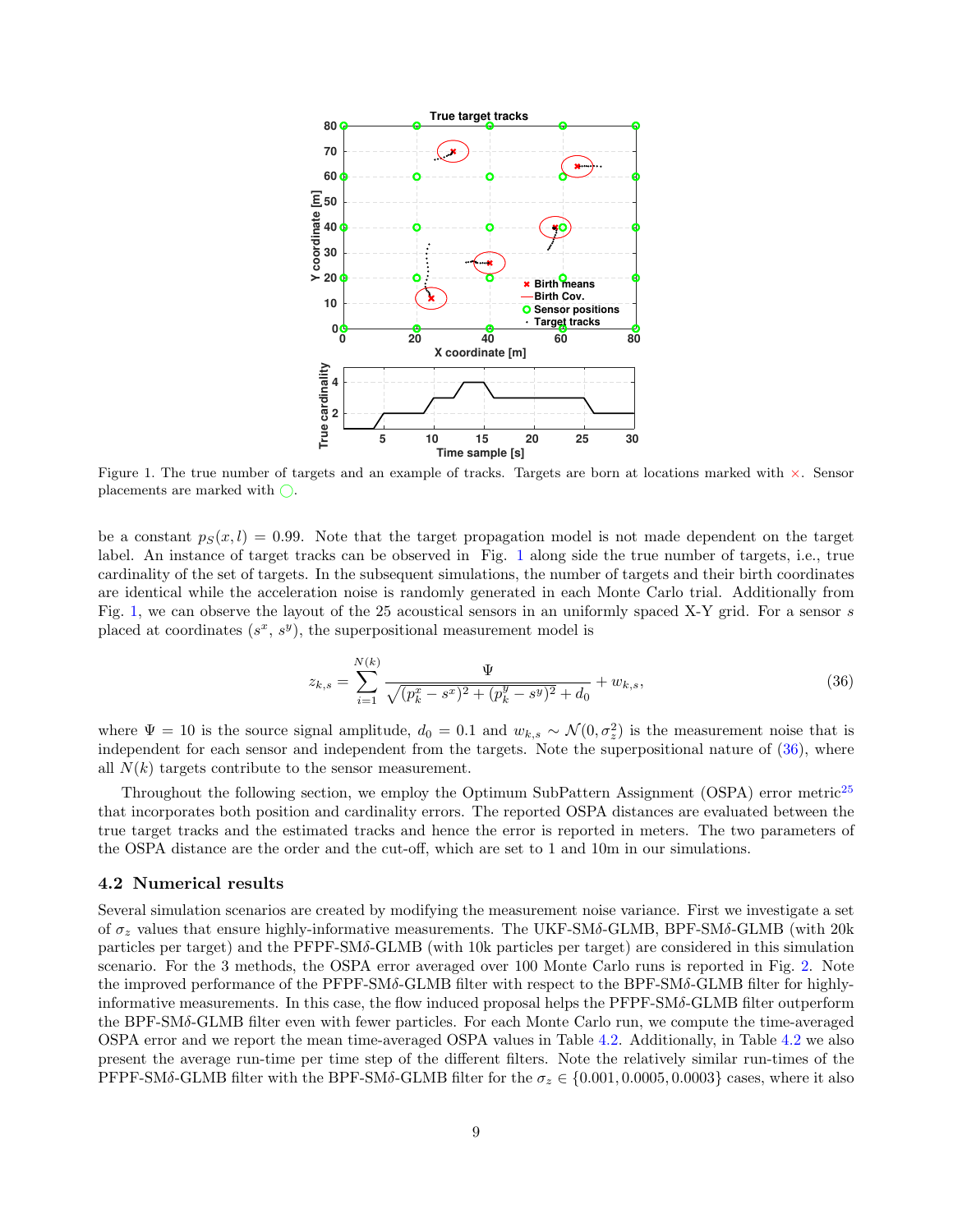Figure 1. The true number of targets and an example of tracks. Targets are born at locations marked with ×. Sensor placements are marked with ○.

be a constant $p_S(x, l) = 0.99$. Note that the target propagation model is not made dependent on the target label. An instance of target tracks can be observed in Fig. 1 along side the true number of targets, i.e., true cardinality of the set of targets. In the subsequent simulations, the number of targets and their birth coordinates are identical while the acceleration noise is randomly generated in each Monte Carlo trial. Additionally from Fig. 1, we can observe the layout of the 25 acoustical sensors in an uniformly spaced X-Y grid. For a sensor $s$ placed at coordinates ($s^x$, $s^y$), the superpositional measurement model is

$$z_{k,s} = \sum_{i=1}^{N(k)} \frac{\Psi}{\sqrt{(p_k^x - s^x)^2 + (p_k^y - s^y)^2 + d_0}} + w_{k,s}, \tag{36}$$

where $\Psi = 10$ is the source signal amplitude, $d_0 = 0.1$ and $w_{k,s} \sim \mathcal{N}(0, \sigma_z^2)$ is the measurement noise that is independent for each sensor and independent from the targets. Note the superpositional nature of (36), where all $N(k)$ targets contribute to the sensor measurement.

Throughout the following section, we employ the Optimum SubPattern Assignment (OSPA) error metric[25] that incorporates both position and cardinality errors. The reported OSPA distances are evaluated between the true target tracks and the estimated tracks and hence the error is reported in meters. The two parameters of the OSPA distance are the order and the cut-off, which are set to 1 and 10m in our simulations.

## 4.2 Numerical results

Several simulation scenarios are created by modifying the measurement noise variance. First we investigate a set of $\sigma_z$ values that ensure highly-informative measurements. The UKF-SM$\delta$-GLMB, BPF-SM$\delta$-GLMB (with 20k particles per target) and the PFPF-SM$\delta$-GLMB (with 10k particles per target) are considered in this simulation scenario. For the 3 methods, the OSPA error averaged over 100 Monte Carlo runs is reported in Fig. 2. Note the improved performance of the PFPF-SM$\delta$-GLMB filter with respect to the BPF-SM$\delta$-GLMB filter for highly-informative measurements. In this case, the flow induced proposal helps the PFPF-SM$\delta$-GLMB filter outperform the BPF-SM$\delta$-GLMB filter even with fewer particles. For each Monte Carlo run, we compute the time-averaged OSPA error and we report the mean time-averaged OSPA values in Table 4.2. Additionally, in Table 4.2 we also present the average run-time per time step of the different filters. Note the relatively similar run-times of the PFPF-SM$\delta$-GLMB filter with the BPF-SM$\delta$-GLMB filter for the $\sigma_z \in \{0.001, 0.0005, 0.0003\}$ cases, where it also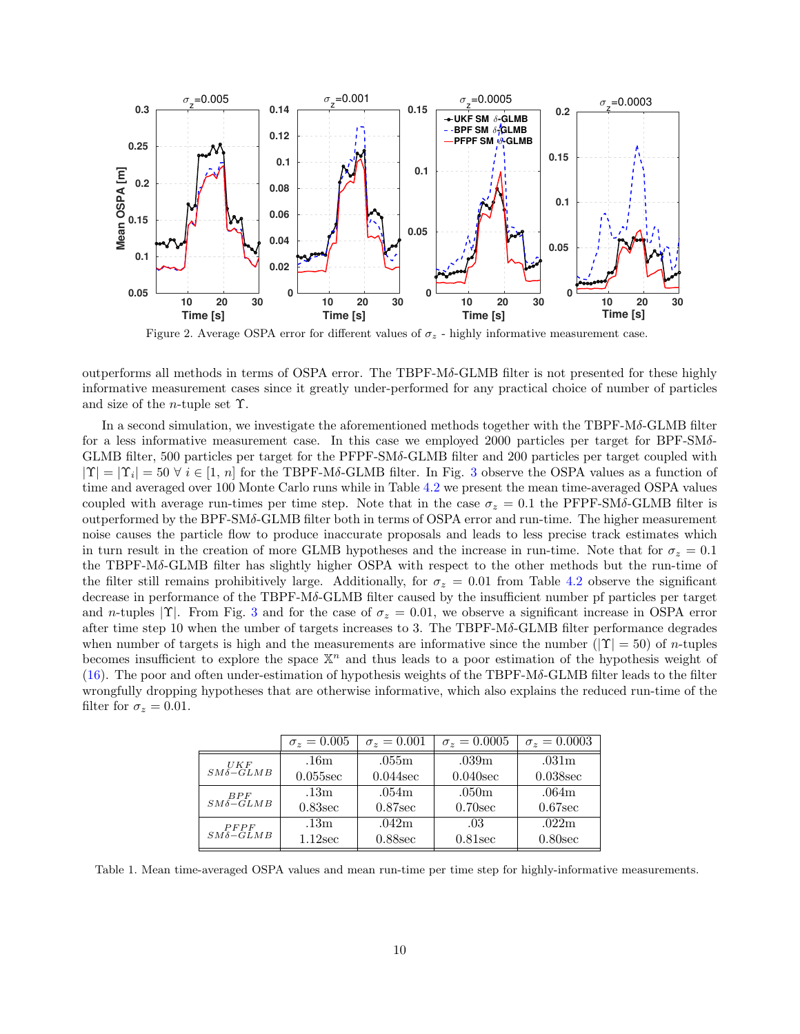Figure 2. Average OSPA error for different values of $\sigma_z$ - highly informative measurement case.

outperforms all methods in terms of OSPA error. The TBPF-M$\delta$-GLMB filter is not presented for these highly informative measurement cases since it greatly under-performed for any practical choice of number of particles and size of the $n$-tuple set $\Upsilon$.

In a second simulation, we investigate the aforementioned methods together with the TBPF-M$\delta$-GLMB filter for a less informative measurement case. In this case we employed 2000 particles per target for BPF-SM$\delta$-GLMB filter, 500 particles per target for the PFPF-SM$\delta$-GLMB filter and 200 particles per target coupled with $|\Upsilon| = |\Upsilon_i| = 50 \; \forall \; i \in [1, \, n]$ for the TBPF-M$\delta$-GLMB filter. In Fig. 3 observe the OSPA values as a function of time and averaged over 100 Monte Carlo runs while in Table 4.2 we present the mean time-averaged OSPA values coupled with average run-times per time step. Note that in the case $\sigma_z = 0.1$ the PFPF-SM$\delta$-GLMB filter is outperformed by the BPF-SM$\delta$-GLMB filter both in terms of OSPA error and run-time. The higher measurement noise causes the particle flow to produce inaccurate proposals and leads to less precise track estimates which in turn result in the creation of more GLMB hypotheses and the increase in run-time. Note that for $\sigma_z = 0.1$ the TBPF-M$\delta$-GLMB filter has slightly higher OSPA with respect to the other methods but the run-time of the filter still remains prohibitively large. Additionally, for $\sigma_z = 0.01$ from Table 4.2 observe the significant decrease in performance of the TBPF-M$\delta$-GLMB filter caused by the insufficient number pf particles per target and $n$-tuples $|\Upsilon|$. From Fig. 3 and for the case of $\sigma_z = 0.01$, we observe a significant increase in OSPA error after time step 10 when the umber of targets increases to 3. The TBPF-M$\delta$-GLMB filter performance degrades when number of targets is high and the measurements are informative since the number ($|\Upsilon| = 50$) of $n$-tuples becomes insufficient to explore the space $\mathbb{X}^n$ and thus leads to a poor estimation of the hypothesis weight of (16). The poor and often under-estimation of hypothesis weights of the TBPF-M$\delta$-GLMB filter leads to the filter wrongfully dropping hypotheses that are otherwise informative, which also explains the reduced run-time of the filter for $\sigma_z = 0.01$.

| | $\sigma_z = 0.005$ | $\sigma_z = 0.001$ | $\sigma_z = 0.0005$ | $\sigma_z = 0.0003$ |
|---|---|---|---|---|
| $^{UKF}_{SM\delta-GLMB}$ | .16m<br>0.055sec | .055m<br>0.044sec | .039m<br>0.040sec | .031m<br>0.038sec |
| $^{BPF}_{SM\delta-GLMB}$ | .13m<br>0.83sec | .054m<br>0.87sec | .050m<br>0.70sec | .064m<br>0.67sec |
| $^{PFPF}_{SM\delta-GLMB}$ | .13m<br>1.12sec | .042m<br>0.88sec | .03<br>0.81sec | .022m<br>0.80sec |

Table 1. Mean time-averaged OSPA values and mean run-time per time step for highly-informative measurements.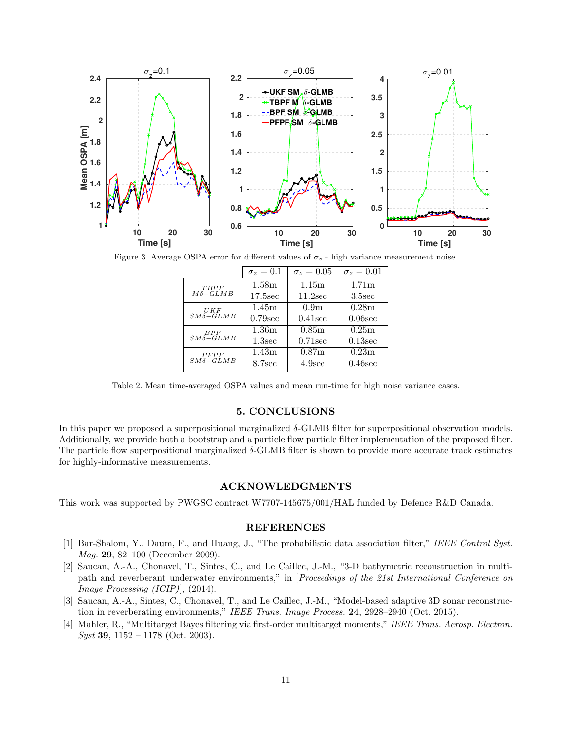Figure 3. Average OSPA error for different values of $\sigma_z$ - high variance measurement noise.

| | $\sigma_z = 0.1$ | $\sigma_z = 0.05$ | $\sigma_z = 0.01$ |
|---|---|---|---|
| $\frac{TBPF}{M\delta-GLMB}$ | 1.58m | 1.15m | 1.71m |
| | 17.5sec | 11.2sec | 3.5sec |
| $\frac{UKF}{SM\delta-GLMB}$ | 1.45m | 0.9m | 0.28m |
| | 0.79sec | 0.41sec | 0.06sec |
| $\frac{BPF}{SM\delta-GLMB}$ | 1.36m | 0.85m | 0.25m |
| | 1.3sec | 0.71sec | 0.13sec |
| $\frac{PFPF}{SM\delta-GLMB}$ | 1.43m | 0.87m | 0.23m |
| | 8.7sec | 4.9sec | 0.46sec |

Table 2. Mean time-averaged OSPA values and mean run-time for high noise variance cases.

## 5. CONCLUSIONS

In this paper we proposed a superpositional marginalized $\delta$-GLMB filter for superpositional observation models. Additionally, we provide both a bootstrap and a particle flow particle filter implementation of the proposed filter. The particle flow superpositional marginalized $\delta$-GLMB filter is shown to provide more accurate track estimates for highly-informative measurements.

## ACKNOWLEDGMENTS

This work was supported by PWGSC contract W7707-145675/001/HAL funded by Defence R&D Canada.

## REFERENCES

[1] Bar-Shalom, Y., Daum, F., and Huang, J., "The probabilistic data association filter," *IEEE Control Syst. Mag.* **29**, 82–100 (December 2009).

[2] Saucan, A.-A., Chonavel, T., Sintes, C., and Le Caillec, J.-M., "3-D bathymetric reconstruction in multipath and reverberant underwater environments," in [*Proceedings of the 21st International Conference on Image Processing (ICIP)*], (2014).

[3] Saucan, A.-A., Sintes, C., Chonavel, T., and Le Caillec, J.-M., "Model-based adaptive 3D sonar reconstruction in reverberating environments," *IEEE Trans. Image Process.* **24**, 2928–2940 (Oct. 2015).

[4] Mahler, R., "Multitarget Bayes filtering via first-order multitarget moments," *IEEE Trans. Aerosp. Electron. Syst* **39**, 1152 – 1178 (Oct. 2003).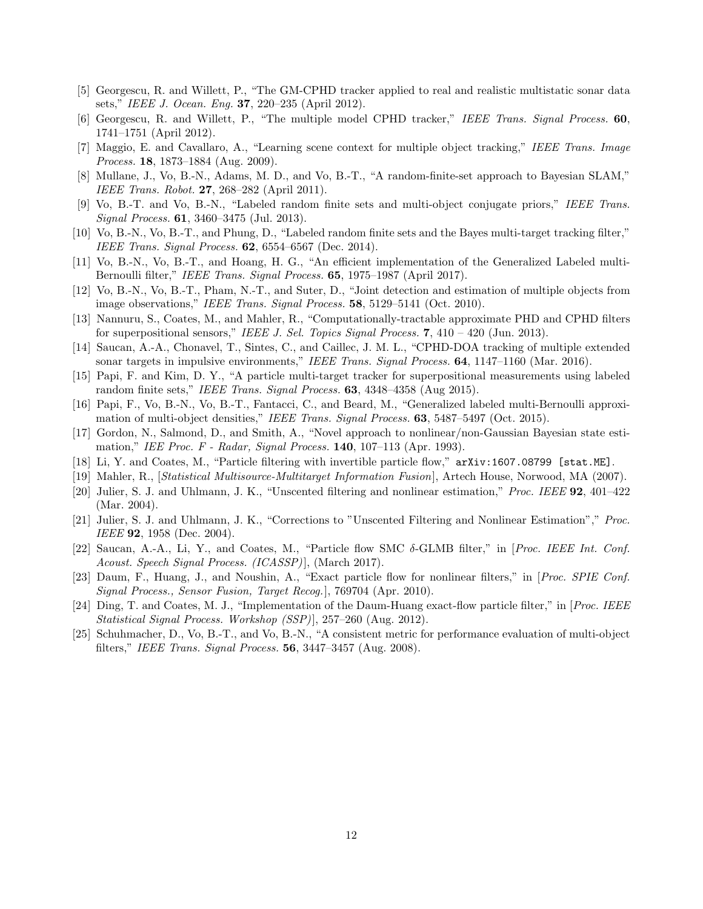[5] Georgescu, R. and Willett, P., "The GM-CPHD tracker applied to real and realistic multistatic sonar data sets," *IEEE J. Ocean. Eng.* **37**, 220–235 (April 2012).

[6] Georgescu, R. and Willett, P., "The multiple model CPHD tracker," *IEEE Trans. Signal Process.* **60**, 1741–1751 (April 2012).

[7] Maggio, E. and Cavallaro, A., "Learning scene context for multiple object tracking," *IEEE Trans. Image Process.* **18**, 1873–1884 (Aug. 2009).

[8] Mullane, J., Vo, B.-N., Adams, M. D., and Vo, B.-T., "A random-finite-set approach to Bayesian SLAM," *IEEE Trans. Robot.* **27**, 268–282 (April 2011).

[9] Vo, B.-T. and Vo, B.-N., "Labeled random finite sets and multi-object conjugate priors," *IEEE Trans. Signal Process.* **61**, 3460–3475 (Jul. 2013).

[10] Vo, B.-N., Vo, B.-T., and Phung, D., "Labeled random finite sets and the Bayes multi-target tracking filter," *IEEE Trans. Signal Process.* **62**, 6554–6567 (Dec. 2014).

[11] Vo, B.-N., Vo, B.-T., and Hoang, H. G., "An efficient implementation of the Generalized Labeled multi-Bernoulli filter," *IEEE Trans. Signal Process.* **65**, 1975–1987 (April 2017).

[12] Vo, B.-N., Vo, B.-T., Pham, N.-T., and Suter, D., "Joint detection and estimation of multiple objects from image observations," *IEEE Trans. Signal Process.* **58**, 5129–5141 (Oct. 2010).

[13] Nannuru, S., Coates, M., and Mahler, R., "Computationally-tractable approximate PHD and CPHD filters for superpositional sensors," *IEEE J. Sel. Topics Signal Process.* **7**, 410 – 420 (Jun. 2013).

[14] Saucan, A.-A., Chonavel, T., Sintes, C., and Caillec, J. M. L., "CPHD-DOA tracking of multiple extended sonar targets in impulsive environments," *IEEE Trans. Signal Process.* **64**, 1147–1160 (Mar. 2016).

[15] Papi, F. and Kim, D. Y., "A particle multi-target tracker for superpositional measurements using labeled random finite sets," *IEEE Trans. Signal Process.* **63**, 4348–4358 (Aug 2015).

[16] Papi, F., Vo, B.-N., Vo, B.-T., Fantacci, C., and Beard, M., "Generalized labeled multi-Bernoulli approximation of multi-object densities," *IEEE Trans. Signal Process.* **63**, 5487–5497 (Oct. 2015).

[17] Gordon, N., Salmond, D., and Smith, A., "Novel approach to nonlinear/non-Gaussian Bayesian state estimation," *IEE Proc. F - Radar, Signal Process.* **140**, 107–113 (Apr. 1993).

[18] Li, Y. and Coates, M., "Particle filtering with invertible particle flow," `arXiv:1607.08799 [stat.ME]`.

[19] Mahler, R., [*Statistical Multisource-Multitarget Information Fusion*], Artech House, Norwood, MA (2007).

[20] Julier, S. J. and Uhlmann, J. K., "Unscented filtering and nonlinear estimation," *Proc. IEEE* **92**, 401–422 (Mar. 2004).

[21] Julier, S. J. and Uhlmann, J. K., "Corrections to "Unscented Filtering and Nonlinear Estimation"," *Proc. IEEE* **92**, 1958 (Dec. 2004).

[22] Saucan, A.-A., Li, Y., and Coates, M., "Particle flow SMC $\delta$-GLMB filter," in [*Proc. IEEE Int. Conf. Acoust. Speech Signal Process. (ICASSP)*], (March 2017).

[23] Daum, F., Huang, J., and Noushin, A., "Exact particle flow for nonlinear filters," in [*Proc. SPIE Conf. Signal Process., Sensor Fusion, Target Recog.*], 769704 (Apr. 2010).

[24] Ding, T. and Coates, M. J., "Implementation of the Daum-Huang exact-flow particle filter," in [*Proc. IEEE Statistical Signal Process. Workshop (SSP)*], 257–260 (Aug. 2012).

[25] Schuhmacher, D., Vo, B.-T., and Vo, B.-N., "A consistent metric for performance evaluation of multi-object filters," *IEEE Trans. Signal Process.* **56**, 3447–3457 (Aug. 2008).